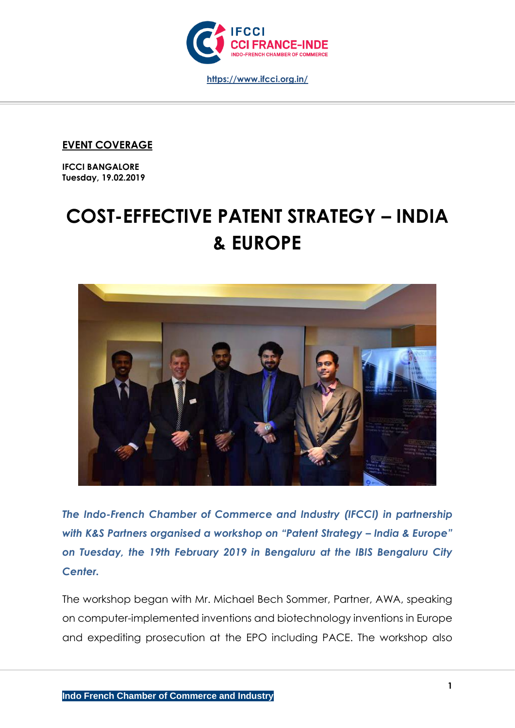https://www.ifcci.org.in/

**EVENT COVERAGE**

**IFCCI BANGALORE**
**Tuesday, 19.02.2019**

# COST-EFFECTIVE PATENT STRATEGY – INDIA & EUROPE

***The Indo-French Chamber of Commerce and Industry (IFCCI) in partnership with K&S Partners organised a workshop on "Patent Strategy – India & Europe" on Tuesday, the 19th February 2019 in Bengaluru at the IBIS Bengaluru City Center.***

The workshop began with Mr. Michael Bech Sommer, Partner, AWA, speaking on computer-implemented inventions and biotechnology inventions in Europe and expediting prosecution at the EPO including PACE. The workshop also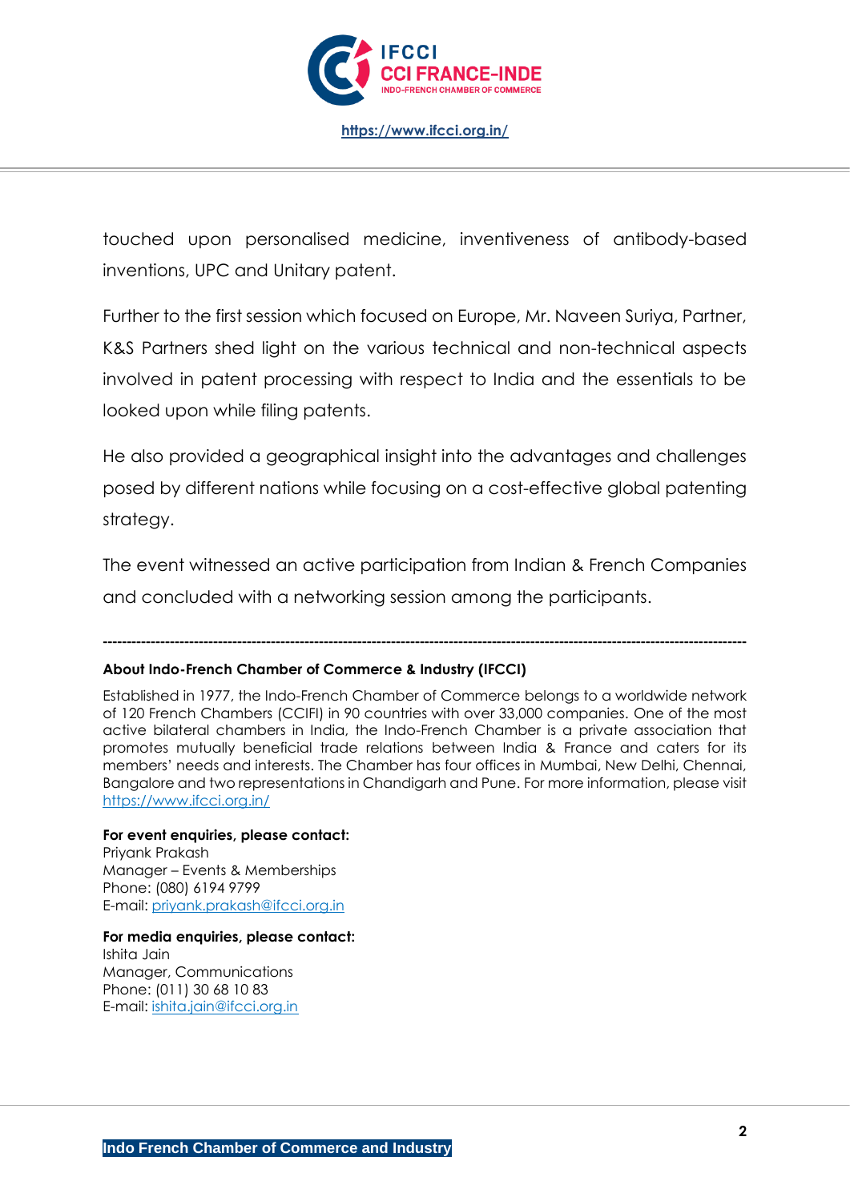touched upon personalised medicine, inventiveness of antibody-based inventions, UPC and Unitary patent.

Further to the first session which focused on Europe, Mr. Naveen Suriya, Partner, K&S Partners shed light on the various technical and non-technical aspects involved in patent processing with respect to India and the essentials to be looked upon while filing patents.

He also provided a geographical insight into the advantages and challenges posed by different nations while focusing on a cost-effective global patenting strategy.

The event witnessed an active participation from Indian & French Companies and concluded with a networking session among the participants.

---

**About Indo-French Chamber of Commerce & Industry (IFCCI)**

Established in 1977, the Indo-French Chamber of Commerce belongs to a worldwide network of 120 French Chambers (CCIFI) in 90 countries with over 33,000 companies. One of the most active bilateral chambers in India, the Indo-French Chamber is a private association that promotes mutually beneficial trade relations between India & France and caters for its members' needs and interests. The Chamber has four offices in Mumbai, New Delhi, Chennai, Bangalore and two representations in Chandigarh and Pune. For more information, please visit https://www.ifcci.org.in/

**For event enquiries, please contact:**
Priyank Prakash
Manager – Events & Memberships
Phone: (080) 6194 9799
E-mail: priyank.prakash@ifcci.org.in

**For media enquiries, please contact:**
Ishita Jain
Manager, Communications
Phone: (011) 30 68 10 83
E-mail: ishita.jain@ifcci.org.in